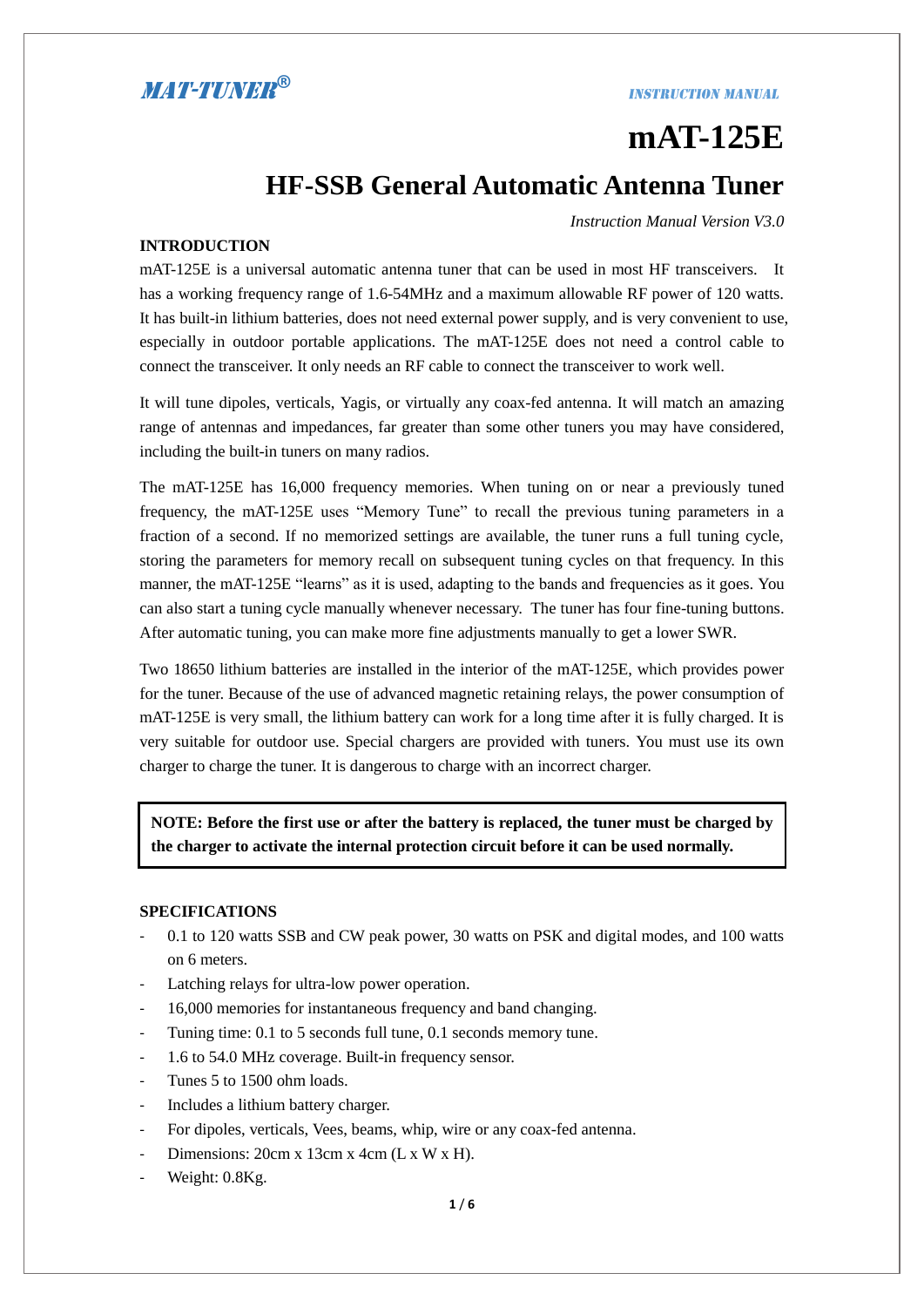**MAT-TUNER®**

*INSTRUCTION MANUAL*

# mAT-125E

## HF-SSB General Automatic Antenna Tuner

*Instruction Manual Version V3.0*

### INTRODUCTION

mAT-125E is a universal automatic antenna tuner that can be used in most HF transceivers. It has a working frequency range of 1.6-54MHz and a maximum allowable RF power of 120 watts. It has built-in lithium batteries, does not need external power supply, and is very convenient to use, especially in outdoor portable applications. The mAT-125E does not need a control cable to connect the transceiver. It only needs an RF cable to connect the transceiver to work well.

It will tune dipoles, verticals, Yagis, or virtually any coax-fed antenna. It will match an amazing range of antennas and impedances, far greater than some other tuners you may have considered, including the built-in tuners on many radios.

The mAT-125E has 16,000 frequency memories. When tuning on or near a previously tuned frequency, the mAT-125E uses "Memory Tune" to recall the previous tuning parameters in a fraction of a second. If no memorized settings are available, the tuner runs a full tuning cycle, storing the parameters for memory recall on subsequent tuning cycles on that frequency. In this manner, the mAT-125E "learns" as it is used, adapting to the bands and frequencies as it goes. You can also start a tuning cycle manually whenever necessary. The tuner has four fine-tuning buttons. After automatic tuning, you can make more fine adjustments manually to get a lower SWR.

Two 18650 lithium batteries are installed in the interior of the mAT-125E, which provides power for the tuner. Because of the use of advanced magnetic retaining relays, the power consumption of mAT-125E is very small, the lithium battery can work for a long time after it is fully charged. It is very suitable for outdoor use. Special chargers are provided with tuners. You must use its own charger to charge the tuner. It is dangerous to charge with an incorrect charger.

> **NOTE: Before the first use or after the battery is replaced, the tuner must be charged by the charger to activate the internal protection circuit before it can be used normally.**

### SPECIFICATIONS

- 0.1 to 120 watts SSB and CW peak power, 30 watts on PSK and digital modes, and 100 watts on 6 meters.
- Latching relays for ultra-low power operation.
- 16,000 memories for instantaneous frequency and band changing.
- Tuning time: 0.1 to 5 seconds full tune, 0.1 seconds memory tune.
- 1.6 to 54.0 MHz coverage. Built-in frequency sensor.
- Tunes 5 to 1500 ohm loads.
- Includes a lithium battery charger.
- For dipoles, verticals, Vees, beams, whip, wire or any coax-fed antenna.
- Dimensions: 20cm x 13cm x 4cm (L x W x H).
- Weight: 0.8Kg.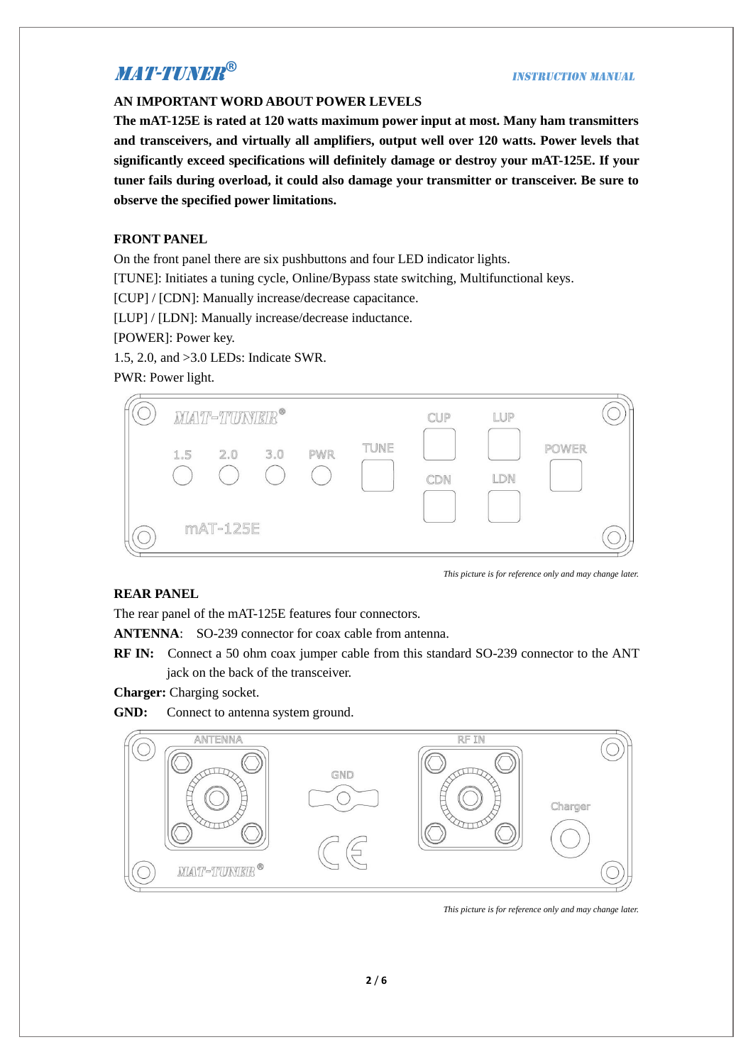## AN IMPORTANT WORD ABOUT POWER LEVELS

**The mAT-125E is rated at 120 watts maximum power input at most. Many ham transmitters and transceivers, and virtually all amplifiers, output well over 120 watts. Power levels that significantly exceed specifications will definitely damage or destroy your mAT-125E. If your tuner fails during overload, it could also damage your transmitter or transceiver. Be sure to observe the specified power limitations.**

## FRONT PANEL

On the front panel there are six pushbuttons and four LED indicator lights.

[TUNE]: Initiates a tuning cycle, Online/Bypass state switching, Multifunctional keys.

[CUP] / [CDN]: Manually increase/decrease capacitance.

[LUP] / [LDN]: Manually increase/decrease inductance.

[POWER]: Power key.

1.5, 2.0, and >3.0 LEDs: Indicate SWR.

PWR: Power light.

*This picture is for reference only and may change later.*

## REAR PANEL

The rear panel of the mAT-125E features four connectors.

**ANTENNA**: SO-239 connector for coax cable from antenna.

**RF IN:** Connect a 50 ohm coax jumper cable from this standard SO-239 connector to the ANT jack on the back of the transceiver.

**Charger:** Charging socket.

**GND:** Connect to antenna system ground.

*This picture is for reference only and may change later.*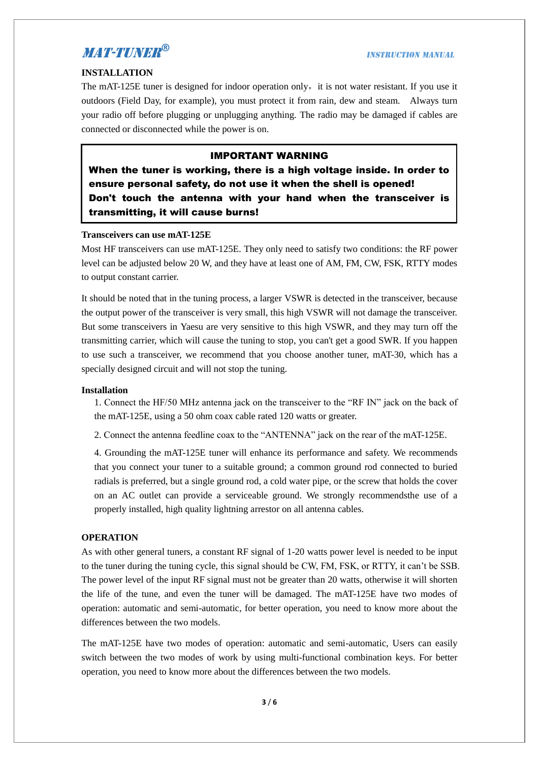## INSTALLATION

The mAT-125E tuner is designed for indoor operation only，it is not water resistant. If you use it outdoors (Field Day, for example), you must protect it from rain, dew and steam. Always turn your radio off before plugging or unplugging anything. The radio may be damaged if cables are connected or disconnected while the power is on.

> **IMPORTANT WARNING**
>
> **When the tuner is working, there is a high voltage inside. In order to ensure personal safety, do not use it when the shell is opened!**
> **Don't touch the antenna with your hand when the transceiver is transmitting, it will cause burns!**

### Transceivers can use mAT-125E

Most HF transceivers can use mAT-125E. They only need to satisfy two conditions: the RF power level can be adjusted below 20 W, and they have at least one of AM, FM, CW, FSK, RTTY modes to output constant carrier.

It should be noted that in the tuning process, a larger VSWR is detected in the transceiver, because the output power of the transceiver is very small, this high VSWR will not damage the transceiver. But some transceivers in Yaesu are very sensitive to this high VSWR, and they may turn off the transmitting carrier, which will cause the tuning to stop, you can't get a good SWR. If you happen to use such a transceiver, we recommend that you choose another tuner, mAT-30, which has a specially designed circuit and will not stop the tuning.

### Installation

1. Connect the HF/50 MHz antenna jack on the transceiver to the “RF IN” jack on the back of the mAT-125E, using a 50 ohm coax cable rated 120 watts or greater.

2. Connect the antenna feedline coax to the “ANTENNA” jack on the rear of the mAT-125E.

4. Grounding the mAT-125E tuner will enhance its performance and safety. We recommends that you connect your tuner to a suitable ground; a common ground rod connected to buried radials is preferred, but a single ground rod, a cold water pipe, or the screw that holds the cover on an AC outlet can provide a serviceable ground. We strongly recommendsthe use of a properly installed, high quality lightning arrestor on all antenna cables.

## OPERATION

As with other general tuners, a constant RF signal of 1-20 watts power level is needed to be input to the tuner during the tuning cycle, this signal should be CW, FM, FSK, or RTTY, it can’t be SSB. The power level of the input RF signal must not be greater than 20 watts, otherwise it will shorten the life of the tune, and even the tuner will be damaged. The mAT-125E have two modes of operation: automatic and semi-automatic, for better operation, you need to know more about the differences between the two models.

The mAT-125E have two modes of operation: automatic and semi-automatic, Users can easily switch between the two modes of work by using multi-functional combination keys. For better operation, you need to know more about the differences between the two models.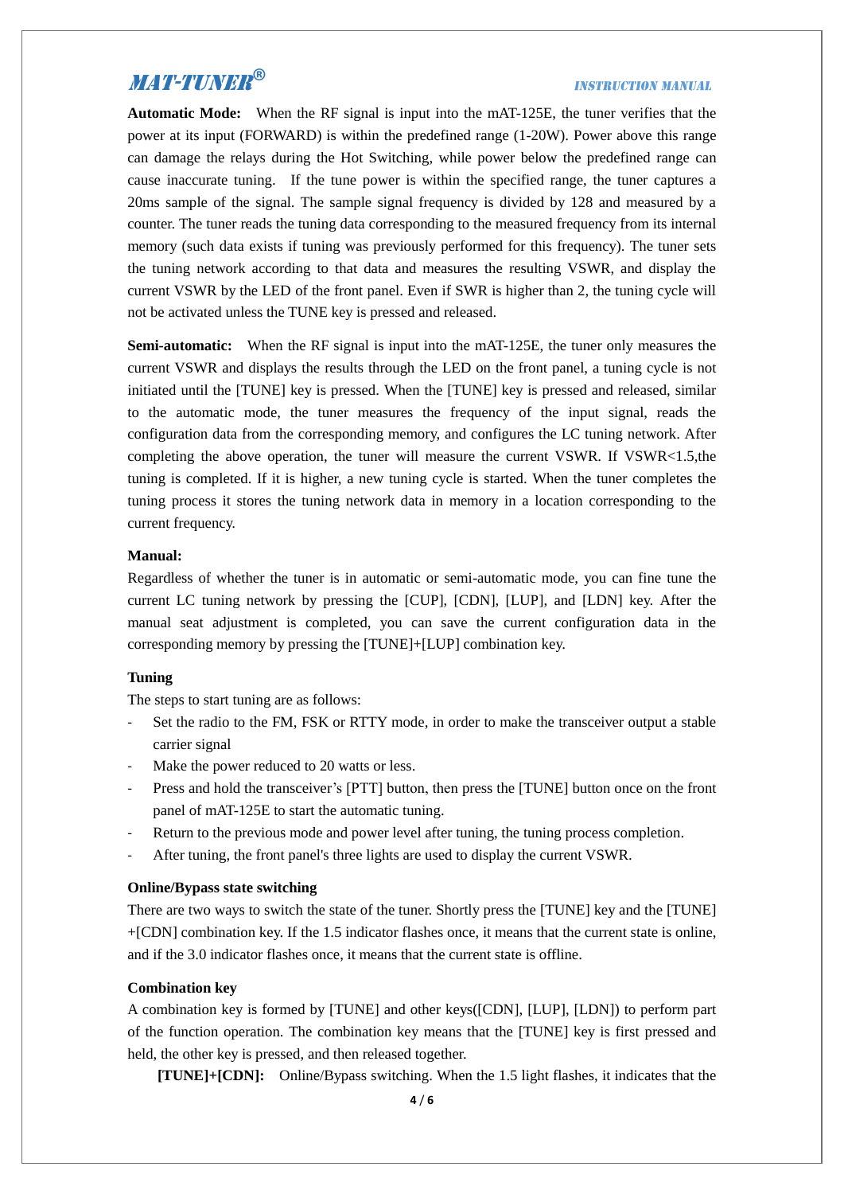**Automatic Mode:** When the RF signal is input into the mAT-125E, the tuner verifies that the power at its input (FORWARD) is within the predefined range (1-20W). Power above this range can damage the relays during the Hot Switching, while power below the predefined range can cause inaccurate tuning. If the tune power is within the specified range, the tuner captures a 20ms sample of the signal. The sample signal frequency is divided by 128 and measured by a counter. The tuner reads the tuning data corresponding to the measured frequency from its internal memory (such data exists if tuning was previously performed for this frequency). The tuner sets the tuning network according to that data and measures the resulting VSWR, and display the current VSWR by the LED of the front panel. Even if SWR is higher than 2, the tuning cycle will not be activated unless the TUNE key is pressed and released.

**Semi-automatic:** When the RF signal is input into the mAT-125E, the tuner only measures the current VSWR and displays the results through the LED on the front panel, a tuning cycle is not initiated until the [TUNE] key is pressed. When the [TUNE] key is pressed and released, similar to the automatic mode, the tuner measures the frequency of the input signal, reads the configuration data from the corresponding memory, and configures the LC tuning network. After completing the above operation, the tuner will measure the current VSWR. If VSWR<1.5,the tuning is completed. If it is higher, a new tuning cycle is started. When the tuner completes the tuning process it stores the tuning network data in memory in a location corresponding to the current frequency.

**Manual:**

Regardless of whether the tuner is in automatic or semi-automatic mode, you can fine tune the current LC tuning network by pressing the [CUP], [CDN], [LUP], and [LDN] key. After the manual seat adjustment is completed, you can save the current configuration data in the corresponding memory by pressing the [TUNE]+[LUP] combination key.

**Tuning**

The steps to start tuning are as follows:

- Set the radio to the FM, FSK or RTTY mode, in order to make the transceiver output a stable carrier signal
- Make the power reduced to 20 watts or less.
- Press and hold the transceiver's [PTT] button, then press the [TUNE] button once on the front panel of mAT-125E to start the automatic tuning.
- Return to the previous mode and power level after tuning, the tuning process completion.
- After tuning, the front panel's three lights are used to display the current VSWR.

**Online/Bypass state switching**

There are two ways to switch the state of the tuner. Shortly press the [TUNE] key and the [TUNE]+[CDN] combination key. If the 1.5 indicator flashes once, it means that the current state is online, and if the 3.0 indicator flashes once, it means that the current state is offline.

**Combination key**

A combination key is formed by [TUNE] and other keys([CDN], [LUP], [LDN]) to perform part of the function operation. The combination key means that the [TUNE] key is first pressed and held, the other key is pressed, and then released together.

**[TUNE]+[CDN]:** Online/Bypass switching. When the 1.5 light flashes, it indicates that the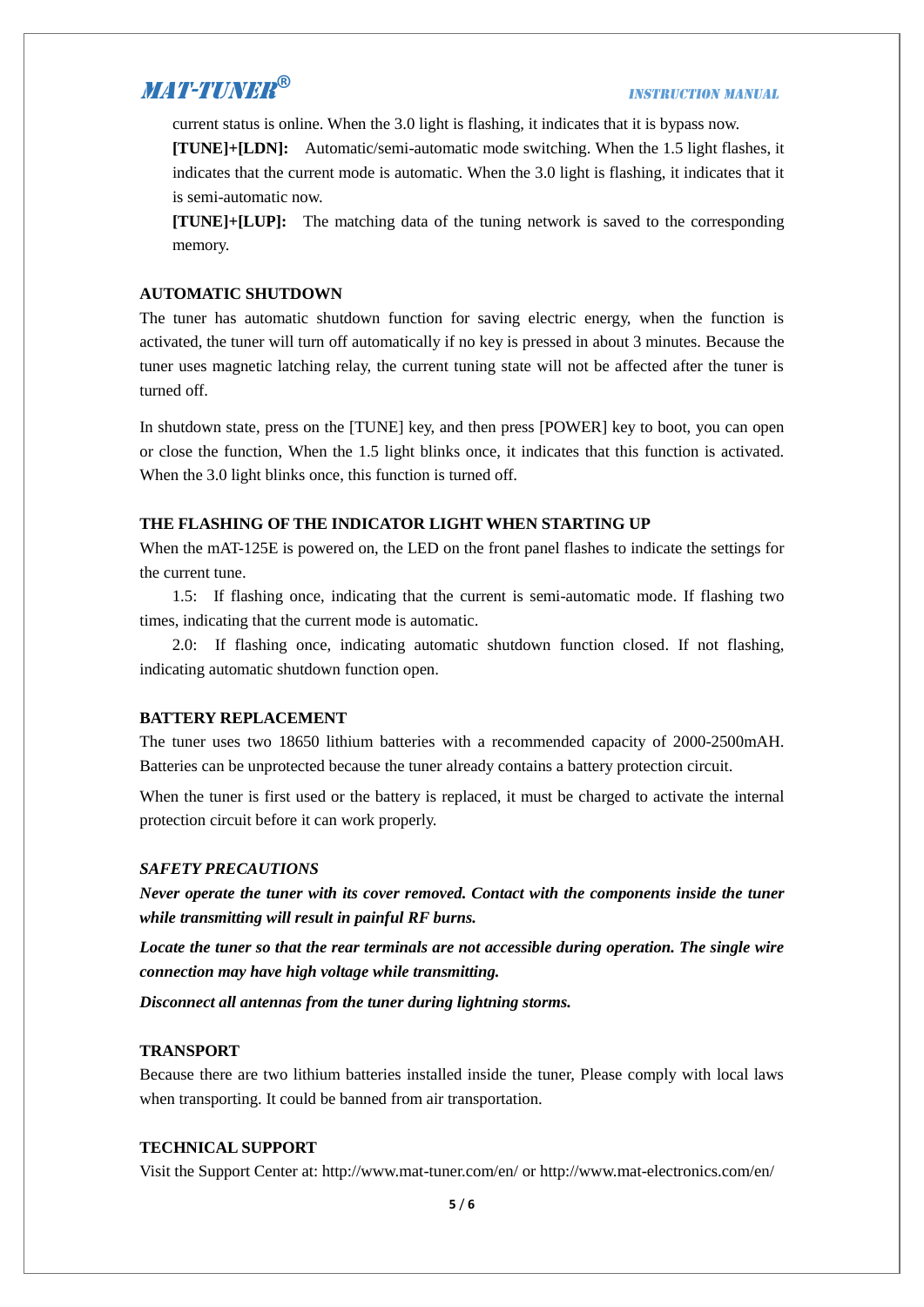current status is online. When the 3.0 light is flashing, it indicates that it is bypass now.

**[TUNE]+[LDN]:** Automatic/semi-automatic mode switching. When the 1.5 light flashes, it indicates that the current mode is automatic. When the 3.0 light is flashing, it indicates that it is semi-automatic now.

**[TUNE]+[LUP]:** The matching data of the tuning network is saved to the corresponding memory.

## AUTOMATIC SHUTDOWN

The tuner has automatic shutdown function for saving electric energy, when the function is activated, the tuner will turn off automatically if no key is pressed in about 3 minutes. Because the tuner uses magnetic latching relay, the current tuning state will not be affected after the tuner is turned off.

In shutdown state, press on the [TUNE] key, and then press [POWER] key to boot, you can open or close the function, When the 1.5 light blinks once, it indicates that this function is activated. When the 3.0 light blinks once, this function is turned off.

## THE FLASHING OF THE INDICATOR LIGHT WHEN STARTING UP

When the mAT-125E is powered on, the LED on the front panel flashes to indicate the settings for the current tune.

1.5: If flashing once, indicating that the current is semi-automatic mode. If flashing two times, indicating that the current mode is automatic.

2.0: If flashing once, indicating automatic shutdown function closed. If not flashing, indicating automatic shutdown function open.

## BATTERY REPLACEMENT

The tuner uses two 18650 lithium batteries with a recommended capacity of 2000-2500mAH. Batteries can be unprotected because the tuner already contains a battery protection circuit.

When the tuner is first used or the battery is replaced, it must be charged to activate the internal protection circuit before it can work properly.

## *SAFETY PRECAUTIONS*

***Never operate the tuner with its cover removed. Contact with the components inside the tuner while transmitting will result in painful RF burns.***

***Locate the tuner so that the rear terminals are not accessible during operation. The single wire connection may have high voltage while transmitting.***

***Disconnect all antennas from the tuner during lightning storms.***

## TRANSPORT

Because there are two lithium batteries installed inside the tuner, Please comply with local laws when transporting. It could be banned from air transportation.

## TECHNICAL SUPPORT

Visit the Support Center at: http://www.mat-tuner.com/en/ or http://www.mat-electronics.com/en/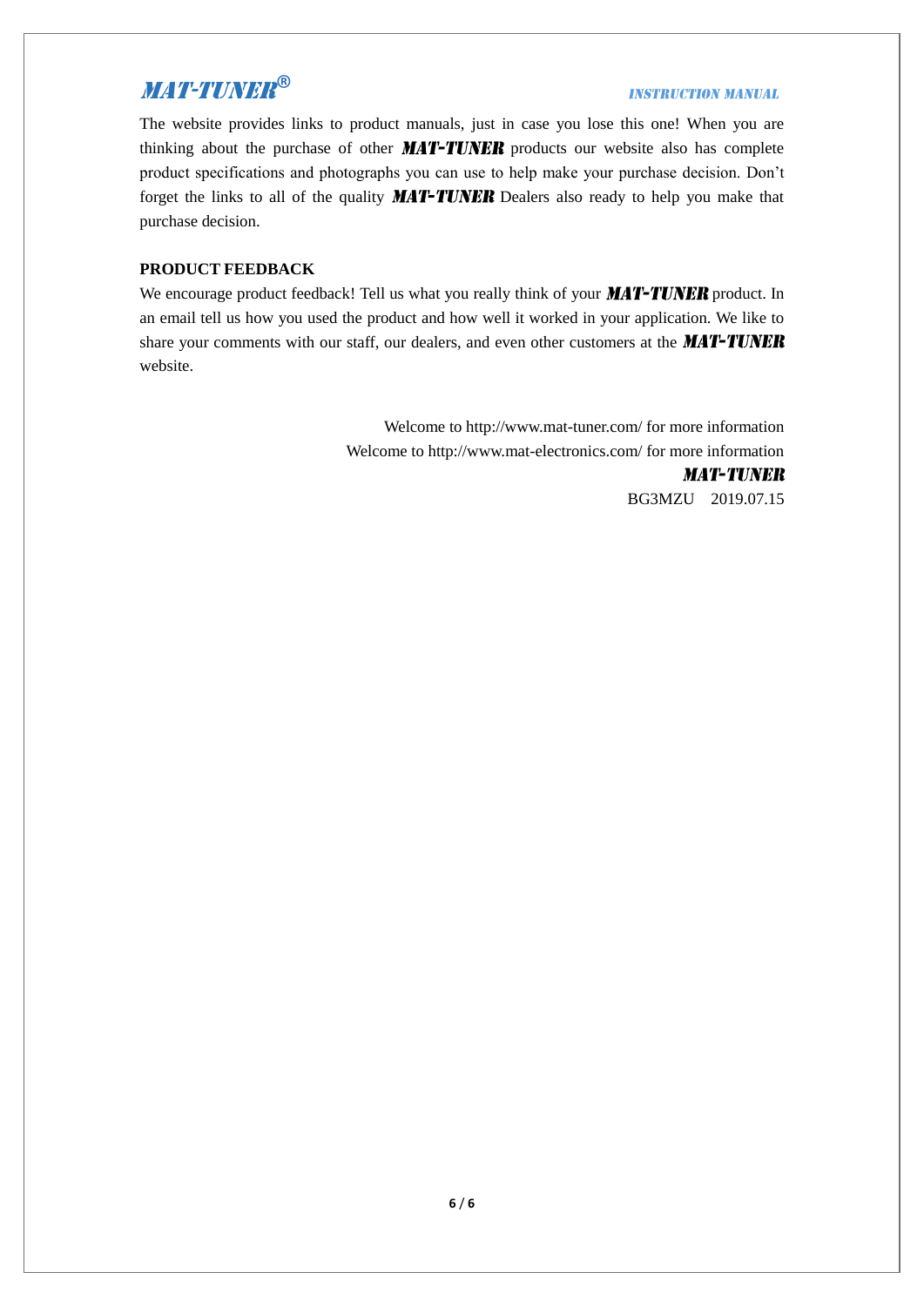The website provides links to product manuals, just in case you lose this one! When you are thinking about the purchase of other ***MAT-TUNER*** products our website also has complete product specifications and photographs you can use to help make your purchase decision. Don't forget the links to all of the quality ***MAT-TUNER*** Dealers also ready to help you make that purchase decision.

**PRODUCT FEEDBACK**

We encourage product feedback! Tell us what you really think of your ***MAT-TUNER*** product. In an email tell us how you used the product and how well it worked in your application. We like to share your comments with our staff, our dealers, and even other customers at the ***MAT-TUNER*** website.

Welcome to http://www.mat-tuner.com/ for more information

Welcome to http://www.mat-electronics.com/ for more information

***MAT-TUNER***

BG3MZU 2019.07.15